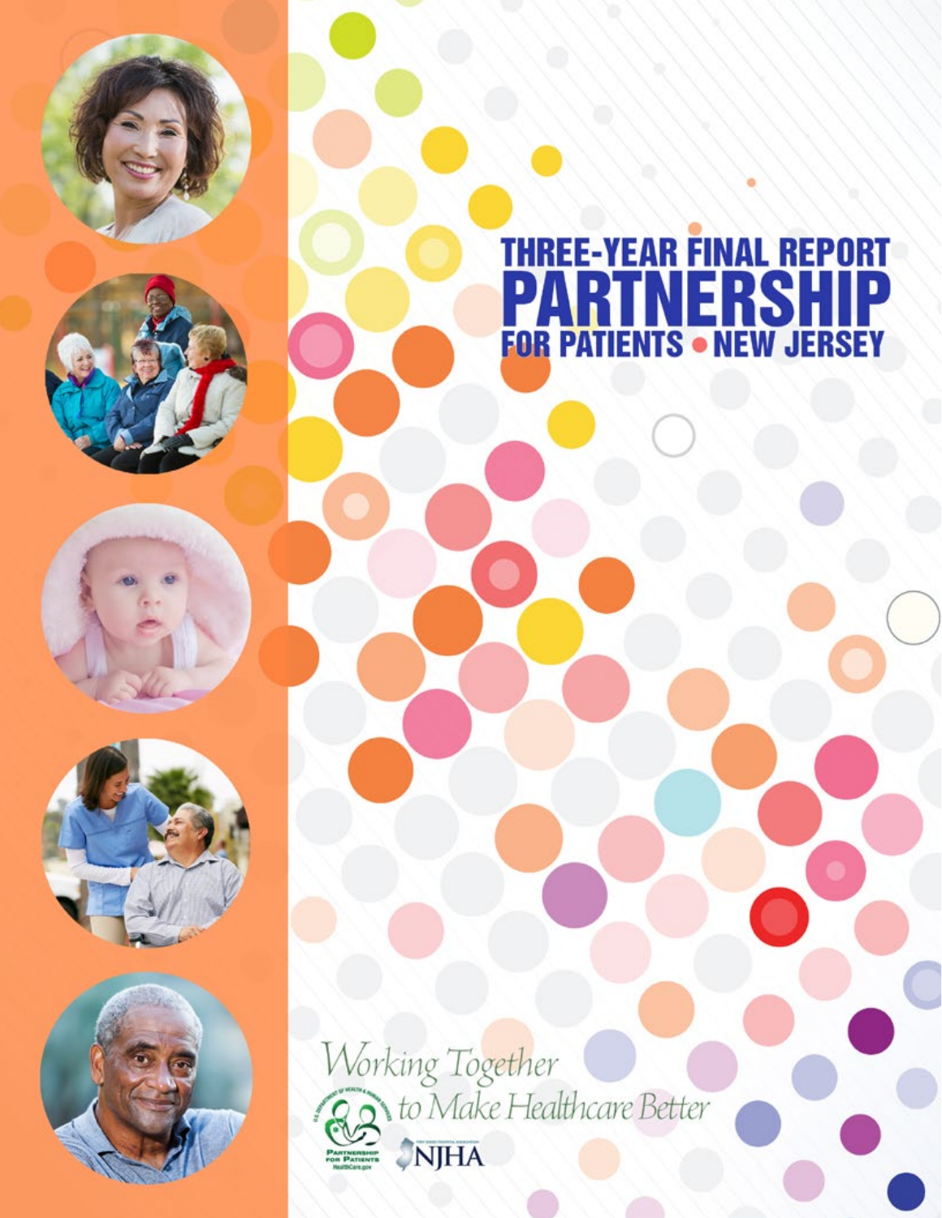# THREE-YEAR FINAL REPORT

# PARTNERSHIP

## FOR PATIENTS • NEW JERSEY

*Working Together to Make Healthcare Better*

Partnership for Patients HealthCare.gov

NJHA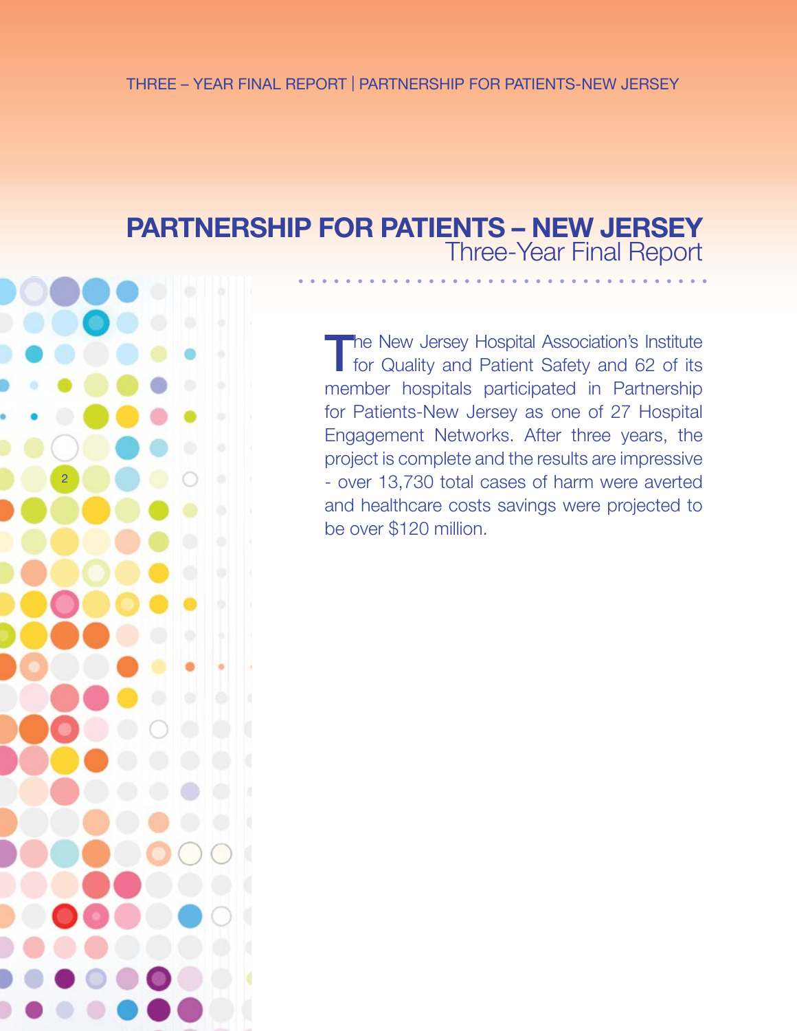# PARTNERSHIP FOR PATIENTS – NEW JERSEY

## Three-Year Final Report

The New Jersey Hospital Association's Institute for Quality and Patient Safety and 62 of its member hospitals participated in Partnership for Patients-New Jersey as one of 27 Hospital Engagement Networks. After three years, the project is complete and the results are impressive - over 13,730 total cases of harm were averted and healthcare costs savings were projected to be over $120 million.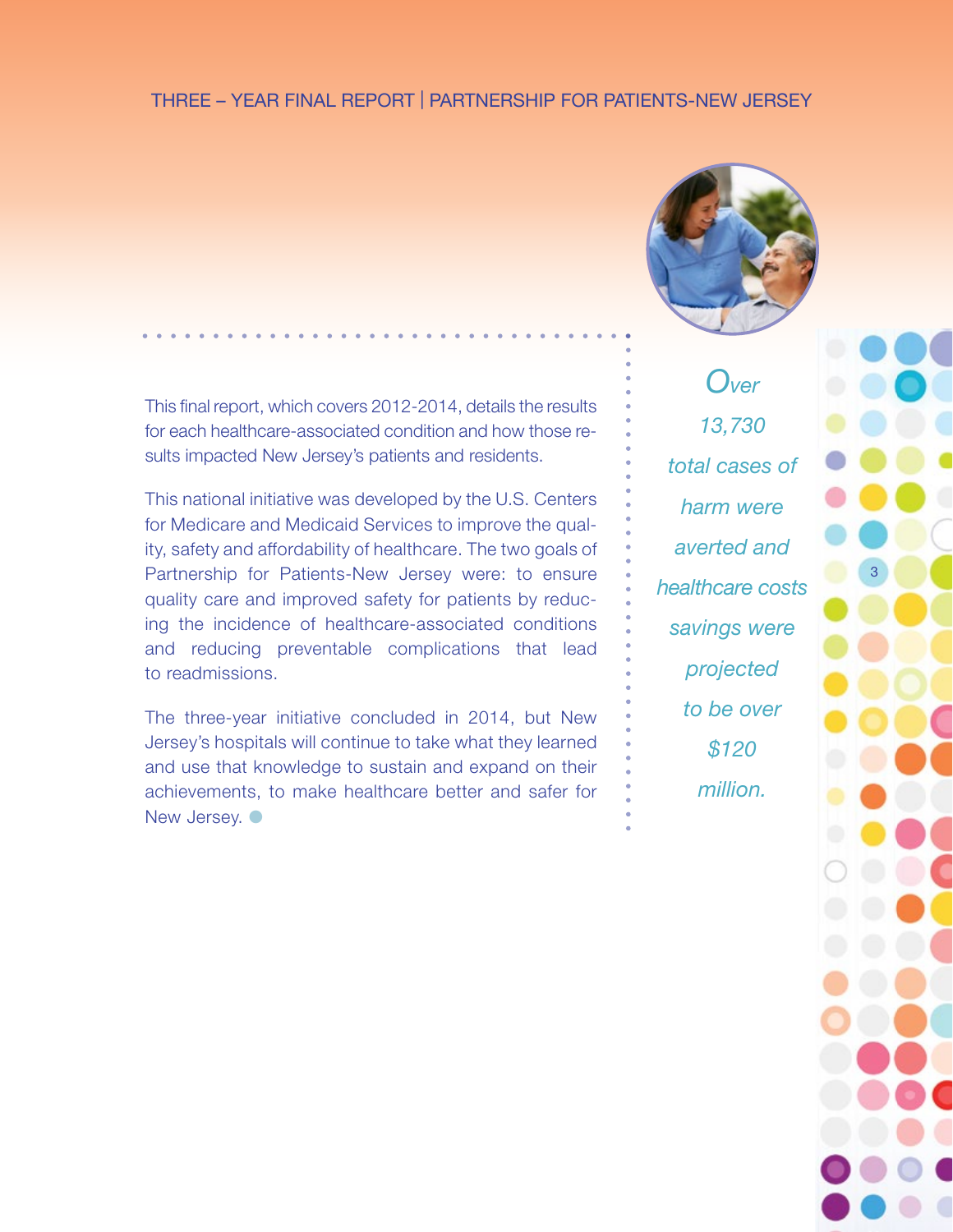This final report, which covers 2012-2014, details the results for each healthcare-associated condition and how those results impacted New Jersey's patients and residents.

This national initiative was developed by the U.S. Centers for Medicare and Medicaid Services to improve the quality, safety and affordability of healthcare. The two goals of Partnership for Patients-New Jersey were: to ensure quality care and improved safety for patients by reducing the incidence of healthcare-associated conditions and reducing preventable complications that lead to readmissions.

The three-year initiative concluded in 2014, but New Jersey's hospitals will continue to take what they learned and use that knowledge to sustain and expand on their achievements, to make healthcare better and safer for New Jersey.

*Over 13,730 total cases of harm were averted and healthcare costs savings were projected to be over $120 million.*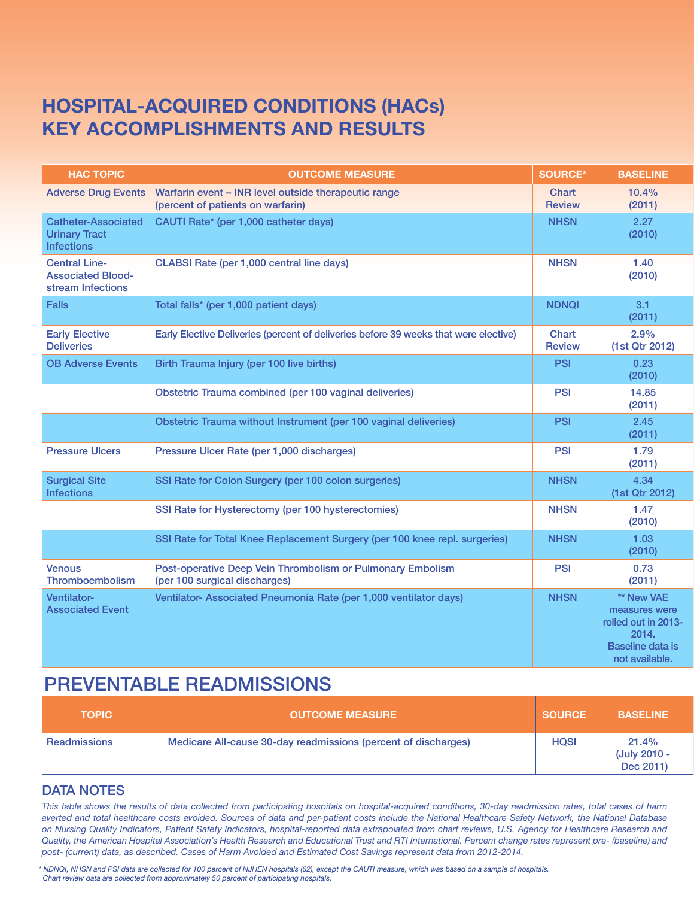# HOSPITAL-ACQUIRED CONDITIONS (HACs) KEY ACCOMPLISHMENTS AND RESULTS

| HAC TOPIC | OUTCOME MEASURE | SOURCE* | BASELINE |
|---|---|---|---|
| Adverse Drug Events | Warfarin event – INR level outside therapeutic range (percent of patients on warfarin) | Chart Review | 10.4% (2011) |
| Catheter-Associated Urinary Tract Infections | CAUTI Rate* (per 1,000 catheter days) | NHSN | 2.27 (2010) |
| Central Line-Associated Blood-stream Infections | CLABSI Rate (per 1,000 central line days) | NHSN | 1.40 (2010) |
| Falls | Total falls* (per 1,000 patient days) | NDNQI | 3.1 (2011) |
| Early Elective Deliveries | Early Elective Deliveries (percent of deliveries before 39 weeks that were elective) | Chart Review | 2.9% (1st Qtr 2012) |
| OB Adverse Events | Birth Trauma Injury (per 100 live births) | PSI | 0.23 (2010) |
| | Obstetric Trauma combined (per 100 vaginal deliveries) | PSI | 14.85 (2011) |
| | Obstetric Trauma without Instrument (per 100 vaginal deliveries) | PSI | 2.45 (2011) |
| Pressure Ulcers | Pressure Ulcer Rate (per 1,000 discharges) | PSI | 1.79 (2011) |
| Surgical Site Infections | SSI Rate for Colon Surgery (per 100 colon surgeries) | NHSN | 4.34 (1st Qtr 2012) |
| | SSI Rate for Hysterectomy (per 100 hysterectomies) | NHSN | 1.47 (2010) |
| | SSI Rate for Total Knee Replacement Surgery (per 100 knee repl. surgeries) | NHSN | 1.03 (2010) |
| Venous Thromboembolism | Post-operative Deep Vein Thrombolism or Pulmonary Embolism (per 100 surgical discharges) | PSI | 0.73 (2011) |
| Ventilator-Associated Event | Ventilator- Associated Pneumonia Rate (per 1,000 ventilator days) | NHSN | ** New VAE measures were rolled out in 2013-2014. Baseline data is not available. |

# PREVENTABLE READMISSIONS

| TOPIC | OUTCOME MEASURE | SOURCE | BASELINE |
|---|---|---|---|
| Readmissions | Medicare All-cause 30-day readmissions (percent of discharges) | HQSI | 21.4% (July 2010 - Dec 2011) |

## DATA NOTES

*This table shows the results of data collected from participating hospitals on hospital-acquired conditions, 30-day readmission rates, total cases of harm averted and total healthcare costs avoided. Sources of data and per-patient costs include the National Healthcare Safety Network, the National Database on Nursing Quality Indicators, Patient Safety Indicators, hospital-reported data extrapolated from chart reviews, U.S. Agency for Healthcare Research and Quality, the American Hospital Association's Health Research and Educational Trust and RTI International. Percent change rates represent pre- (baseline) and post- (current) data, as described. Cases of Harm Avoided and Estimated Cost Savings represent data from 2012-2014.*

*\* NDNQI, NHSN and PSI data are collected for 100 percent of NJHEN hospitals (62), except the CAUTI measure, which was based on a sample of hospitals. Chart review data are collected from approximately 50 percent of participating hospitals.*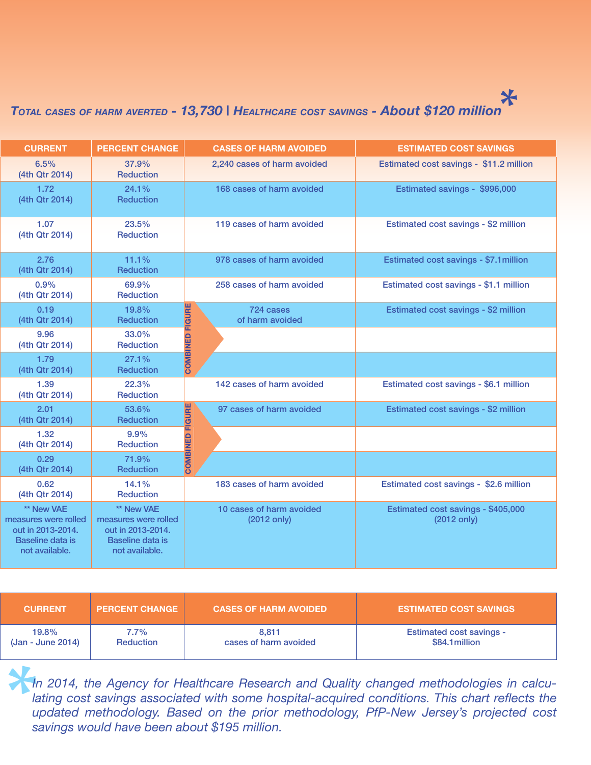***Total cases of harm averted - 13,730 | Healthcare cost savings - About $120 million*** *

| CURRENT | PERCENT CHANGE | CASES OF HARM AVOIDED | ESTIMATED COST SAVINGS |
|---|---|---|---|
| 6.5% (4th Qtr 2014) | 37.9% Reduction | 2,240 cases of harm avoided | Estimated cost savings - $11.2 million |
| 1.72 (4th Qtr 2014) | 24.1% Reduction | 168 cases of harm avoided | Estimated savings - $996,000 |
| 1.07 (4th Qtr 2014) | 23.5% Reduction | 119 cases of harm avoided | Estimated cost savings - $2 million |
| 2.76 (4th Qtr 2014) | 11.1% Reduction | 978 cases of harm avoided | Estimated cost savings - $7.1million |
| 0.9% (4th Qtr 2014) | 69.9% Reduction | 258 cases of harm avoided | Estimated cost savings - $1.1 million |
| 0.19 (4th Qtr 2014) | 19.8% Reduction | COMBINED FIGURE: 724 cases of harm avoided | Estimated cost savings - $2 million |
| 9.96 (4th Qtr 2014) | 33.0% Reduction | | |
| 1.79 (4th Qtr 2014) | 27.1% Reduction | | |
| 1.39 (4th Qtr 2014) | 22.3% Reduction | 142 cases of harm avoided | Estimated cost savings - $6.1 million |
| 2.01 (4th Qtr 2014) | 53.6% Reduction | COMBINED FIGURE: 97 cases of harm avoided | Estimated cost savings - $2 million |
| 1.32 (4th Qtr 2014) | 9.9% Reduction | | |
| 0.29 (4th Qtr 2014) | 71.9% Reduction | | |
| 0.62 (4th Qtr 2014) | 14.1% Reduction | 183 cases of harm avoided | Estimated cost savings - $2.6 million |
| ** New VAE measures were rolled out in 2013-2014. Baseline data is not available. | ** New VAE measures were rolled out in 2013-2014. Baseline data is not available. | 10 cases of harm avoided (2012 only) | Estimated cost savings - $405,000 (2012 only) |

| CURRENT | PERCENT CHANGE | CASES OF HARM AVOIDED | ESTIMATED COST SAVINGS |
|---|---|---|---|
| 19.8% (Jan - June 2014) | 7.7% Reduction | 8,811 cases of harm avoided | Estimated cost savings - $84.1million |

\* *In 2014, the Agency for Healthcare Research and Quality changed methodologies in calculating cost savings associated with some hospital-acquired conditions. This chart reflects the updated methodology. Based on the prior methodology, PfP-New Jersey's projected cost savings would have been about $195 million.*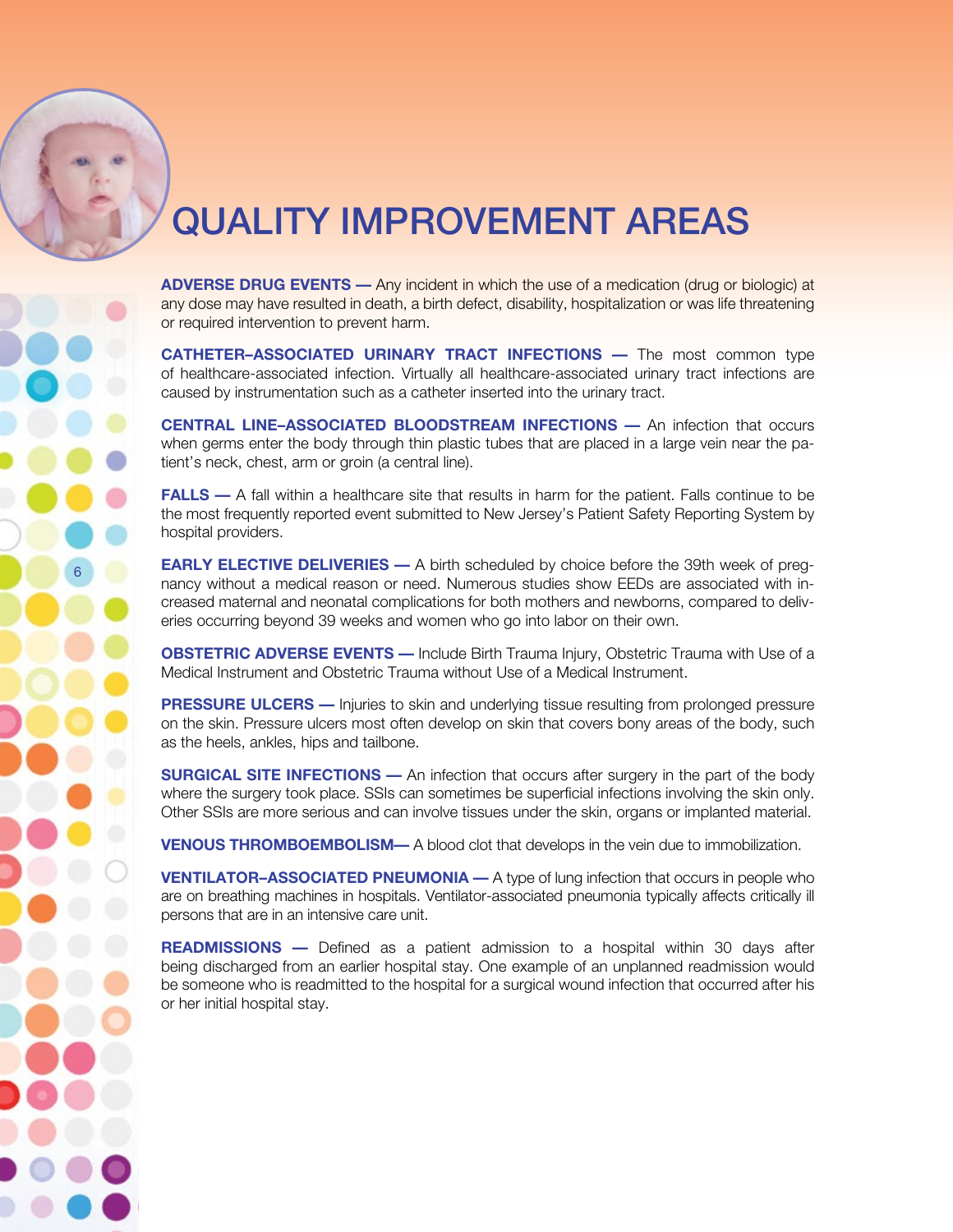# QUALITY IMPROVEMENT AREAS

**ADVERSE DRUG EVENTS —** Any incident in which the use of a medication (drug or biologic) at any dose may have resulted in death, a birth defect, disability, hospitalization or was life threatening or required intervention to prevent harm.

**CATHETER–ASSOCIATED URINARY TRACT INFECTIONS —** The most common type of healthcare-associated infection. Virtually all healthcare-associated urinary tract infections are caused by instrumentation such as a catheter inserted into the urinary tract.

**CENTRAL LINE–ASSOCIATED BLOODSTREAM INFECTIONS —** An infection that occurs when germs enter the body through thin plastic tubes that are placed in a large vein near the patient's neck, chest, arm or groin (a central line).

**FALLS —** A fall within a healthcare site that results in harm for the patient. Falls continue to be the most frequently reported event submitted to New Jersey's Patient Safety Reporting System by hospital providers.

**EARLY ELECTIVE DELIVERIES —** A birth scheduled by choice before the 39th week of pregnancy without a medical reason or need. Numerous studies show EEDs are associated with increased maternal and neonatal complications for both mothers and newborns, compared to deliveries occurring beyond 39 weeks and women who go into labor on their own.

**OBSTETRIC ADVERSE EVENTS —** Include Birth Trauma Injury, Obstetric Trauma with Use of a Medical Instrument and Obstetric Trauma without Use of a Medical Instrument.

**PRESSURE ULCERS —** Injuries to skin and underlying tissue resulting from prolonged pressure on the skin. Pressure ulcers most often develop on skin that covers bony areas of the body, such as the heels, ankles, hips and tailbone.

**SURGICAL SITE INFECTIONS —** An infection that occurs after surgery in the part of the body where the surgery took place. SSIs can sometimes be superficial infections involving the skin only. Other SSIs are more serious and can involve tissues under the skin, organs or implanted material.

**VENOUS THROMBOEMBOLISM—** A blood clot that develops in the vein due to immobilization.

**VENTILATOR–ASSOCIATED PNEUMONIA —** A type of lung infection that occurs in people who are on breathing machines in hospitals. Ventilator-associated pneumonia typically affects critically ill persons that are in an intensive care unit.

**READMISSIONS —** Defined as a patient admission to a hospital within 30 days after being discharged from an earlier hospital stay. One example of an unplanned readmission would be someone who is readmitted to the hospital for a surgical wound infection that occurred after his or her initial hospital stay.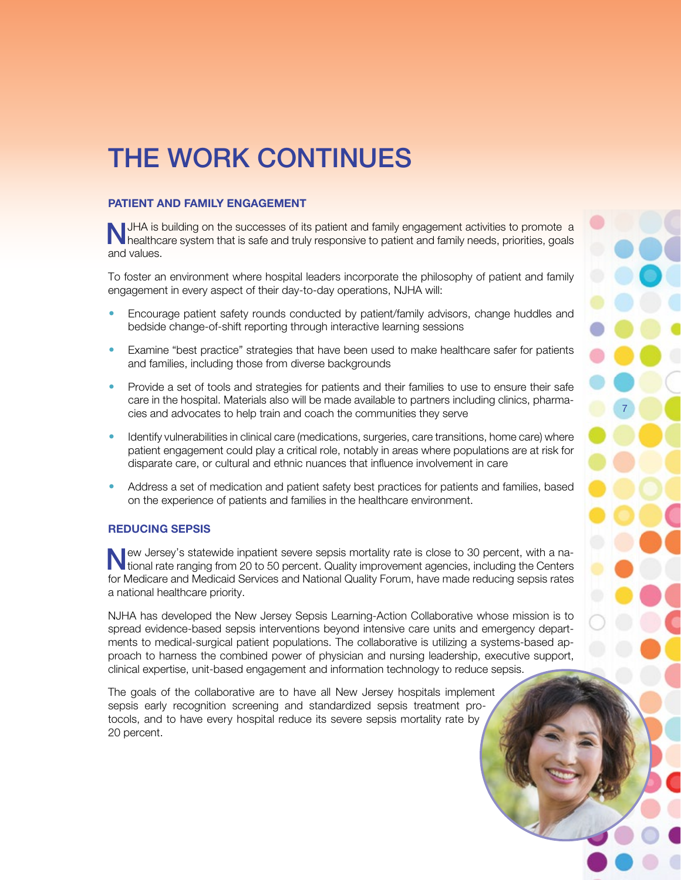# THE WORK CONTINUES

## PATIENT AND FAMILY ENGAGEMENT

NJHA is building on the successes of its patient and family engagement activities to promote a healthcare system that is safe and truly responsive to patient and family needs, priorities, goals and values.

To foster an environment where hospital leaders incorporate the philosophy of patient and family engagement in every aspect of their day-to-day operations, NJHA will:

- Encourage patient safety rounds conducted by patient/family advisors, change huddles and bedside change-of-shift reporting through interactive learning sessions
- Examine "best practice" strategies that have been used to make healthcare safer for patients and families, including those from diverse backgrounds
- Provide a set of tools and strategies for patients and their families to use to ensure their safe care in the hospital. Materials also will be made available to partners including clinics, pharmacies and advocates to help train and coach the communities they serve
- Identify vulnerabilities in clinical care (medications, surgeries, care transitions, home care) where patient engagement could play a critical role, notably in areas where populations are at risk for disparate care, or cultural and ethnic nuances that influence involvement in care
- Address a set of medication and patient safety best practices for patients and families, based on the experience of patients and families in the healthcare environment.

## REDUCING SEPSIS

New Jersey's statewide inpatient severe sepsis mortality rate is close to 30 percent, with a national rate ranging from 20 to 50 percent. Quality improvement agencies, including the Centers for Medicare and Medicaid Services and National Quality Forum, have made reducing sepsis rates a national healthcare priority.

NJHA has developed the New Jersey Sepsis Learning-Action Collaborative whose mission is to spread evidence-based sepsis interventions beyond intensive care units and emergency departments to medical-surgical patient populations. The collaborative is utilizing a systems-based approach to harness the combined power of physician and nursing leadership, executive support, clinical expertise, unit-based engagement and information technology to reduce sepsis.

The goals of the collaborative are to have all New Jersey hospitals implement sepsis early recognition screening and standardized sepsis treatment protocols, and to have every hospital reduce its severe sepsis mortality rate by 20 percent.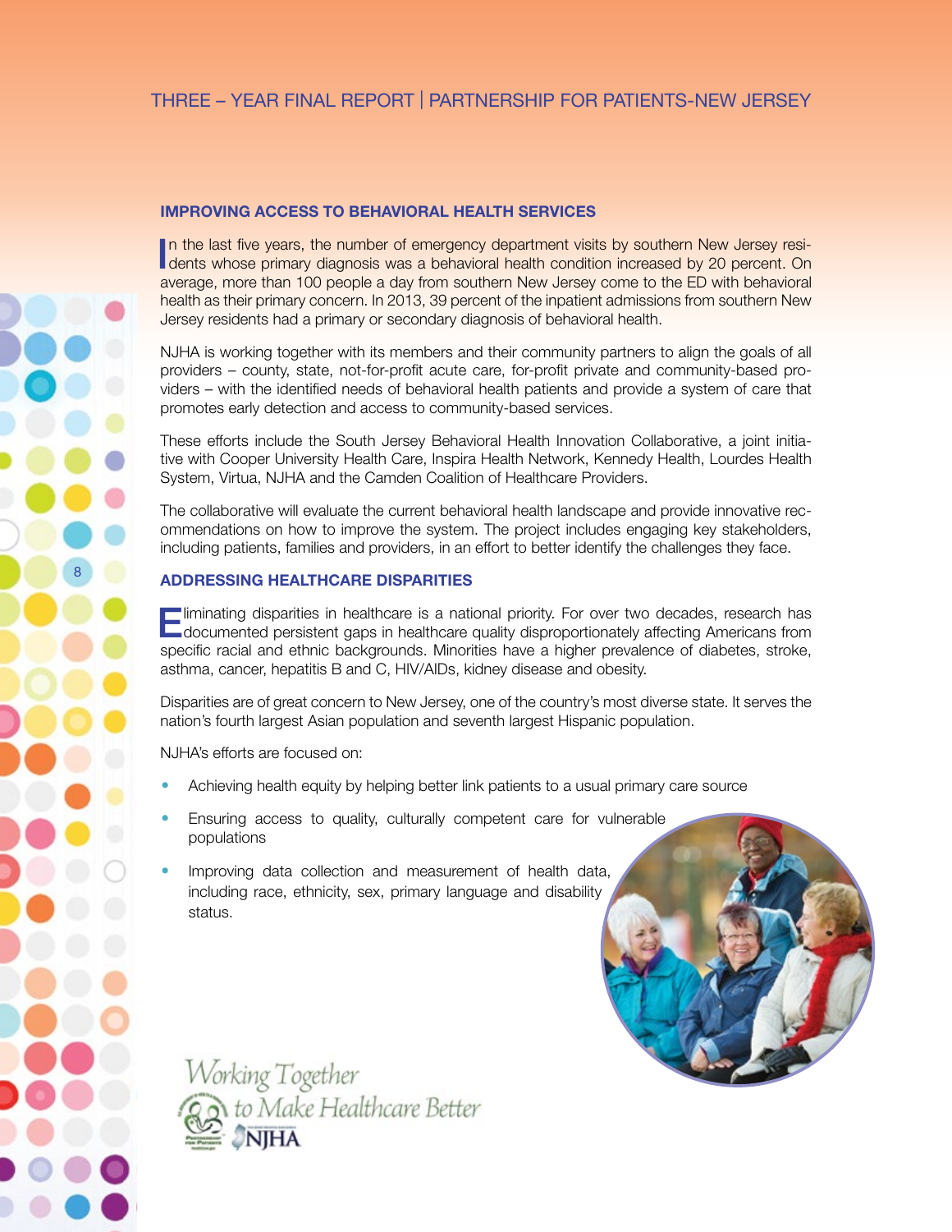## IMPROVING ACCESS TO BEHAVIORAL HEALTH SERVICES

In the last five years, the number of emergency department visits by southern New Jersey residents whose primary diagnosis was a behavioral health condition increased by 20 percent. On average, more than 100 people a day from southern New Jersey come to the ED with behavioral health as their primary concern. In 2013, 39 percent of the inpatient admissions from southern New Jersey residents had a primary or secondary diagnosis of behavioral health.

NJHA is working together with its members and their community partners to align the goals of all providers – county, state, not-for-profit acute care, for-profit private and community-based providers – with the identified needs of behavioral health patients and provide a system of care that promotes early detection and access to community-based services.

These efforts include the South Jersey Behavioral Health Innovation Collaborative, a joint initiative with Cooper University Health Care, Inspira Health Network, Kennedy Health, Lourdes Health System, Virtua, NJHA and the Camden Coalition of Healthcare Providers.

The collaborative will evaluate the current behavioral health landscape and provide innovative recommendations on how to improve the system. The project includes engaging key stakeholders, including patients, families and providers, in an effort to better identify the challenges they face.

## ADDRESSING HEALTHCARE DISPARITIES

Eliminating disparities in healthcare is a national priority. For over two decades, research has documented persistent gaps in healthcare quality disproportionately affecting Americans from specific racial and ethnic backgrounds. Minorities have a higher prevalence of diabetes, stroke, asthma, cancer, hepatitis B and C, HIV/AIDs, kidney disease and obesity.

Disparities are of great concern to New Jersey, one of the country's most diverse state. It serves the nation's fourth largest Asian population and seventh largest Hispanic population.

NJHA's efforts are focused on:

- Achieving health equity by helping better link patients to a usual primary care source
- Ensuring access to quality, culturally competent care for vulnerable populations
- Improving data collection and measurement of health data, including race, ethnicity, sex, primary language and disability status.

Working Together to Make Healthcare Better

NJHA